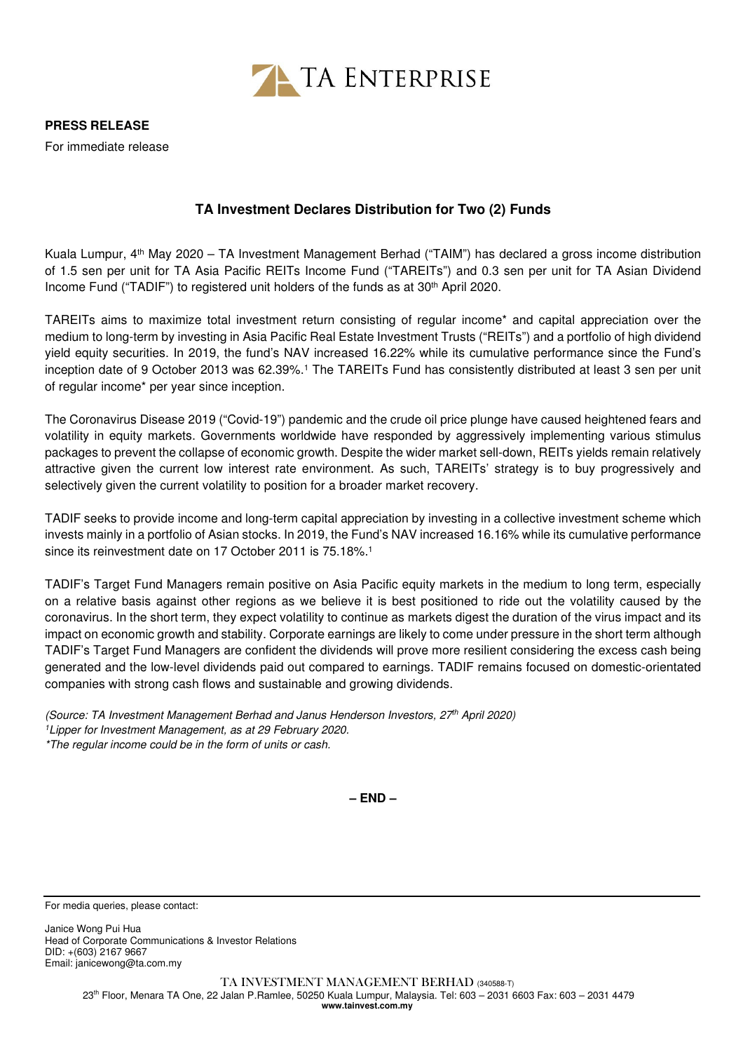TA ENTERPRISE

**PRESS RELEASE**

For immediate release

## TA Investment Declares Distribution for Two (2) Funds

Kuala Lumpur, 4th May 2020 – TA Investment Management Berhad ("TAIM") has declared a gross income distribution of 1.5 sen per unit for TA Asia Pacific REITs Income Fund ("TAREITs") and 0.3 sen per unit for TA Asian Dividend Income Fund ("TADIF") to registered unit holders of the funds as at 30th April 2020.

TAREITs aims to maximize total investment return consisting of regular income* and capital appreciation over the medium to long-term by investing in Asia Pacific Real Estate Investment Trusts ("REITs") and a portfolio of high dividend yield equity securities. In 2019, the fund's NAV increased 16.22% while its cumulative performance since the Fund's inception date of 9 October 2013 was 62.39%.[1] The TAREITs Fund has consistently distributed at least 3 sen per unit of regular income* per year since inception.

The Coronavirus Disease 2019 ("Covid-19") pandemic and the crude oil price plunge have caused heightened fears and volatility in equity markets. Governments worldwide have responded by aggressively implementing various stimulus packages to prevent the collapse of economic growth. Despite the wider market sell-down, REITs yields remain relatively attractive given the current low interest rate environment. As such, TAREITs' strategy is to buy progressively and selectively given the current volatility to position for a broader market recovery.

TADIF seeks to provide income and long-term capital appreciation by investing in a collective investment scheme which invests mainly in a portfolio of Asian stocks. In 2019, the Fund's NAV increased 16.16% while its cumulative performance since its reinvestment date on 17 October 2011 is 75.18%.[1]

TADIF's Target Fund Managers remain positive on Asia Pacific equity markets in the medium to long term, especially on a relative basis against other regions as we believe it is best positioned to ride out the volatility caused by the coronavirus. In the short term, they expect volatility to continue as markets digest the duration of the virus impact and its impact on economic growth and stability. Corporate earnings are likely to come under pressure in the short term although TADIF's Target Fund Managers are confident the dividends will prove more resilient considering the excess cash being generated and the low-level dividends paid out compared to earnings. TADIF remains focused on domestic-orientated companies with strong cash flows and sustainable and growing dividends.

*(Source: TA Investment Management Berhad and Janus Henderson Investors, 27th April 2020)*
*[1]Lipper for Investment Management, as at 29 February 2020.*
*\*The regular income could be in the form of units or cash.*

**– END –**

---

For media queries, please contact:

Janice Wong Pui Hua
Head of Corporate Communications & Investor Relations
DID: +(603) 2167 9667
Email: janicewong@ta.com.my

TA INVESTMENT MANAGEMENT BERHAD (340588-T)
23th Floor, Menara TA One, 22 Jalan P.Ramlee, 50250 Kuala Lumpur, Malaysia. Tel: 603 – 2031 6603 Fax: 603 – 2031 4479
**www.tainvest.com.my**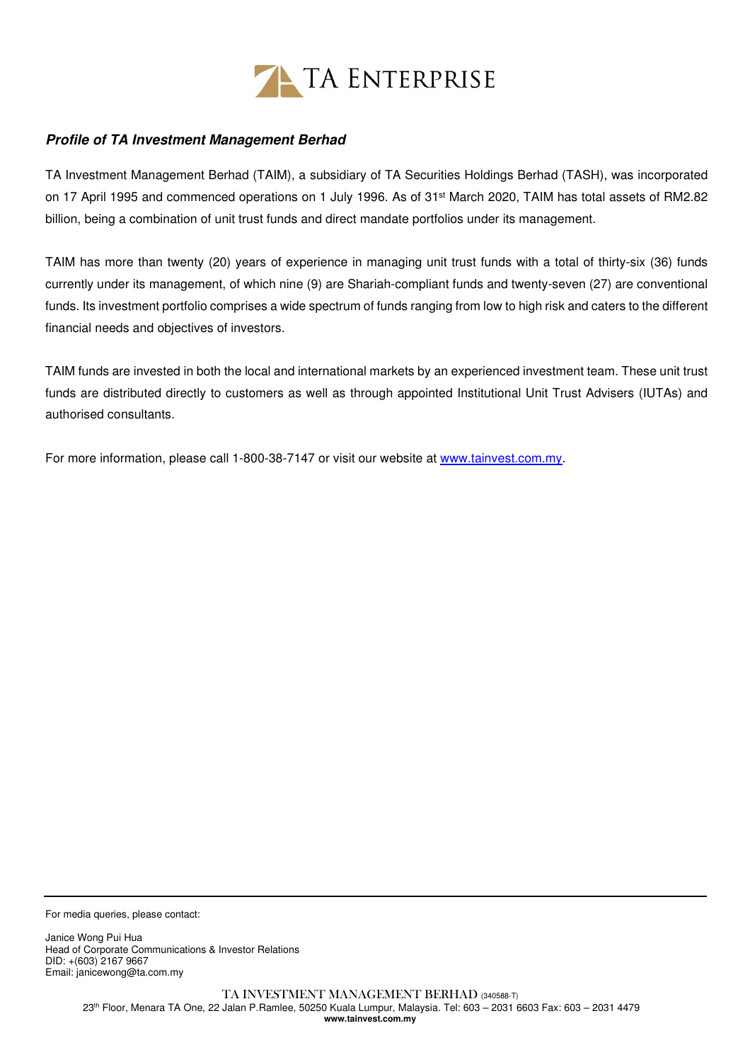***Profile of TA Investment Management Berhad***

TA Investment Management Berhad (TAIM), a subsidiary of TA Securities Holdings Berhad (TASH), was incorporated on 17 April 1995 and commenced operations on 1 July 1996. As of 31st March 2020, TAIM has total assets of RM2.82 billion, being a combination of unit trust funds and direct mandate portfolios under its management.

TAIM has more than twenty (20) years of experience in managing unit trust funds with a total of thirty-six (36) funds currently under its management, of which nine (9) are Shariah-compliant funds and twenty-seven (27) are conventional funds. Its investment portfolio comprises a wide spectrum of funds ranging from low to high risk and caters to the different financial needs and objectives of investors.

TAIM funds are invested in both the local and international markets by an experienced investment team. These unit trust funds are distributed directly to customers as well as through appointed Institutional Unit Trust Advisers (IUTAs) and authorised consultants.

For more information, please call 1-800-38-7147 or visit our website at www.tainvest.com.my.

---

For media queries, please contact:

Janice Wong Pui Hua
Head of Corporate Communications & Investor Relations
DID: +(603) 2167 9667
Email: janicewong@ta.com.my

TA INVESTMENT MANAGEMENT BERHAD (340588-T)
23th Floor, Menara TA One, 22 Jalan P.Ramlee, 50250 Kuala Lumpur, Malaysia. Tel: 603 – 2031 6603 Fax: 603 – 2031 4479
**www.tainvest.com.my**